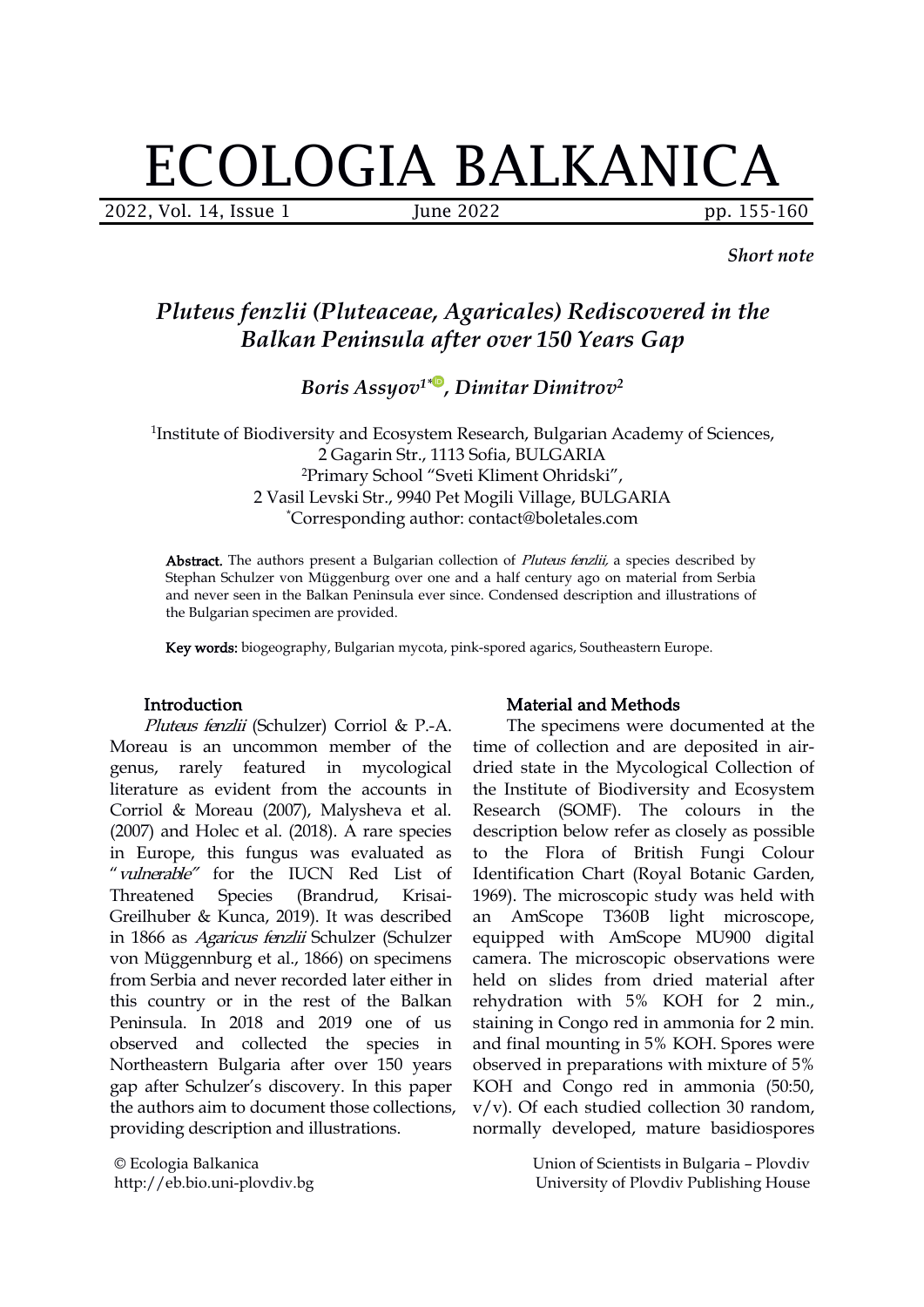# ECOLOGIA BALKANICA

*Short note*

## *Pluteus fenzlii (Pluteaceae, Agaricales) Rediscovered in the Balkan Peninsula after over 150 Years Gap*

***Boris Assyov*[1*], *Dimitar Dimitrov*[2]**

[1]Institute of Biodiversity and Ecosystem Research, Bulgarian Academy of Sciences, 2 Gagarin Str., 1113 Sofia, BULGARIA

[2]Primary School "Sveti Kliment Ohridski", 2 Vasil Levski Str., 9940 Pet Mogili Village, BULGARIA

[*]Corresponding author: contact@boletales.com

**Abstract.** The authors present a Bulgarian collection of *Pluteus fenzlii,* a species described by Stephan Schulzer von Müggenburg over one and a half century ago on material from Serbia and never seen in the Balkan Peninsula ever since. Condensed description and illustrations of the Bulgarian specimen are provided.

**Key words:** biogeography, Bulgarian mycota, pink-spored agarics, Southeastern Europe.

### Introduction

*Pluteus fenzlii* (Schulzer) Corriol & P.-A. Moreau is an uncommon member of the genus, rarely featured in mycological literature as evident from the accounts in Corriol & Moreau (2007), Malysheva et al. (2007) and Holec et al. (2018). A rare species in Europe, this fungus was evaluated as "*vulnerable*" for the IUCN Red List of Threatened Species (Brandrud, Krisai-Greilhuber & Kunca, 2019). It was described in 1866 as *Agaricus fenzlii* Schulzer (Schulzer von Müggennburg et al., 1866) on specimens from Serbia and never recorded later either in this country or in the rest of the Balkan Peninsula. In 2018 and 2019 one of us observed and collected the species in Northeastern Bulgaria after over 150 years gap after Schulzer's discovery. In this paper the authors aim to document those collections, providing description and illustrations.

### Material and Methods

The specimens were documented at the time of collection and are deposited in air-dried state in the Mycological Collection of the Institute of Biodiversity and Ecosystem Research (SOMF). The colours in the description below refer as closely as possible to the Flora of British Fungi Colour Identification Chart (Royal Botanic Garden, 1969). The microscopic study was held with an AmScope T360B light microscope, equipped with AmScope MU900 digital camera. The microscopic observations were held on slides from dried material after rehydration with 5% KOH for 2 min., staining in Congo red in ammonia for 2 min. and final mounting in 5% KOH. Spores were observed in preparations with mixture of 5% KOH and Congo red in ammonia (50:50, v/v). Of each studied collection 30 random, normally developed, mature basidiospores

© Ecologia Balkanica
http://eb.bio.uni-plovdiv.bg

Union of Scientists in Bulgaria – Plovdiv
University of Plovdiv Publishing House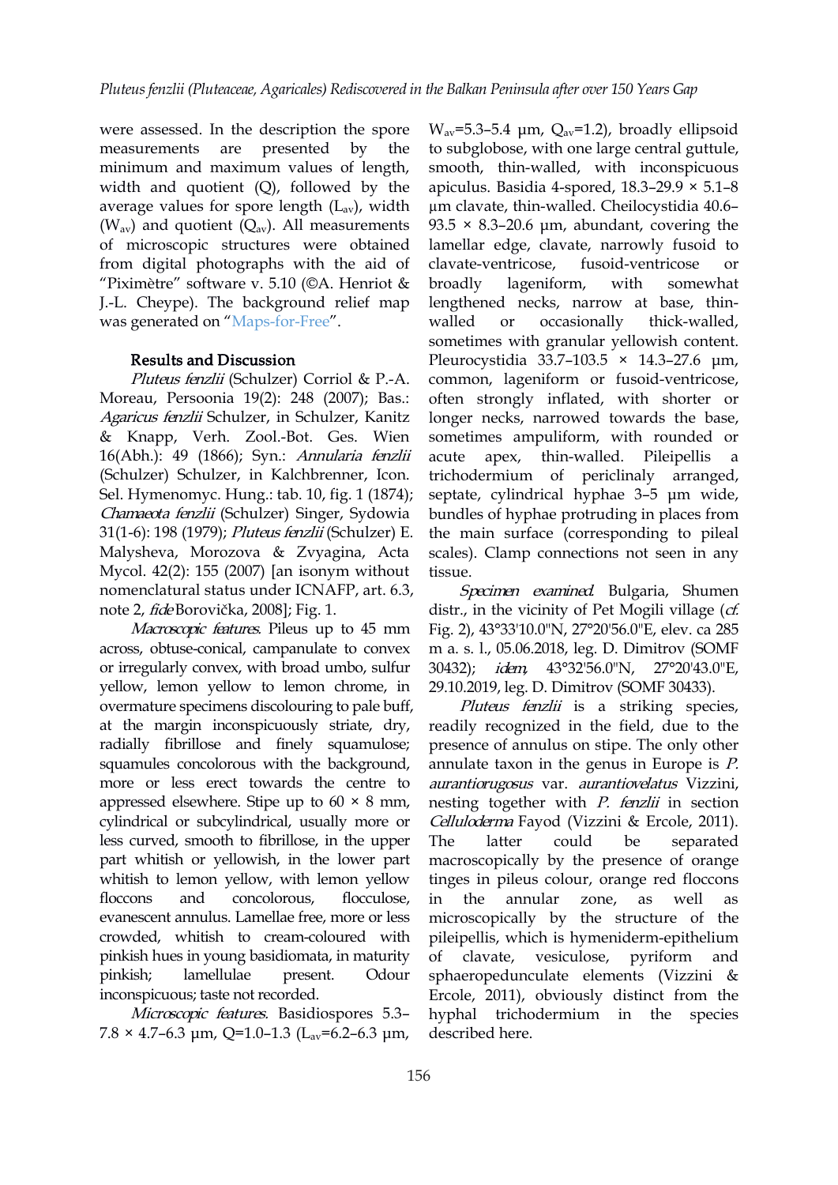were assessed. In the description the spore measurements are presented by the minimum and maximum values of length, width and quotient (Q), followed by the average values for spore length ($L_{av}$), width ($W_{av}$) and quotient ($Q_{av}$). All measurements of microscopic structures were obtained from digital photographs with the aid of "Piximètre" software v. 5.10 (©A. Henriot & J.-L. Cheype). The background relief map was generated on "Maps-for-Free".

## Results and Discussion

*Pluteus fenzlii* (Schulzer) Corriol & P.-A. Moreau, Persoonia 19(2): 248 (2007); Bas.: *Agaricus fenzlii* Schulzer, in Schulzer, Kanitz & Knapp, Verh. Zool.-Bot. Ges. Wien 16(Abh.): 49 (1866); Syn.: *Annularia fenzlii* (Schulzer) Schulzer, in Kalchbrenner, Icon. Sel. Hymenomyc. Hung.: tab. 10, fig. 1 (1874); *Chamaeota fenzlii* (Schulzer) Singer, Sydowia 31(1-6): 198 (1979); *Pluteus fenzlii* (Schulzer) E. Malysheva, Morozova & Zvyagina, Acta Mycol. 42(2): 155 (2007) [an isonym without nomenclatural status under ICNAFP, art. 6.3, note 2, *fide* Borovička, 2008]; Fig. 1.

*Macroscopic features.* Pileus up to 45 mm across, obtuse-conical, campanulate to convex or irregularly convex, with broad umbo, sulfur yellow, lemon yellow to lemon chrome, in overmature specimens discolouring to pale buff, at the margin inconspicuously striate, dry, radially fibrillose and finely squamulose; squamules concolorous with the background, more or less erect towards the centre to appressed elsewhere. Stipe up to 60 × 8 mm, cylindrical or subcylindrical, usually more or less curved, smooth to fibrillose, in the upper part whitish or yellowish, in the lower part whitish to lemon yellow, with lemon yellow floccons and concolorous, flocculose, evanescent annulus. Lamellae free, more or less crowded, whitish to cream-coloured with pinkish hues in young basidiomata, in maturity pinkish; lamellulae present. Odour inconspicuous; taste not recorded.

*Microscopic features.* Basidiospores 5.3–7.8 × 4.7–6.3 µm, Q=1.0–1.3 ($L_{av}$=6.2–6.3 µm, $W_{av}$=5.3–5.4 µm, $Q_{av}$=1.2), broadly ellipsoid to subglobose, with one large central guttule, smooth, thin-walled, with inconspicuous apiculus. Basidia 4-spored, 18.3–29.9 × 5.1–8 µm clavate, thin-walled. Cheilocystidia 40.6–93.5 × 8.3–20.6 µm, abundant, covering the lamellar edge, clavate, narrowly fusoid to clavate-ventricose, fusoid-ventricose or broadly lageniform, with somewhat lengthened necks, narrow at base, thin-walled or occasionally thick-walled, sometimes with granular yellowish content. Pleurocystidia 33.7–103.5 × 14.3–27.6 µm, common, lageniform or fusoid-ventricose, often strongly inflated, with shorter or longer necks, narrowed towards the base, sometimes ampuliform, with rounded or acute apex, thin-walled. Pileipellis a trichodermium of periclinaly arranged, septate, cylindrical hyphae 3–5 µm wide, bundles of hyphae protruding in places from the main surface (corresponding to pileal scales). Clamp connections not seen in any tissue.

*Specimen examined.* Bulgaria, Shumen distr., in the vicinity of Pet Mogili village (*cf.* Fig. 2), 43°33'10.0"N, 27°20'56.0"E, elev. ca 285 m a. s. l., 05.06.2018, leg. D. Dimitrov (SOMF 30432); *idem*, 43°32'56.0"N, 27°20'43.0"E, 29.10.2019, leg. D. Dimitrov (SOMF 30433).

*Pluteus fenzlii* is a striking species, readily recognized in the field, due to the presence of annulus on stipe. The only other annulate taxon in the genus in Europe is *P. aurantiorugosus* var. *aurantiovelatus* Vizzini, nesting together with *P. fenzlii* in section *Celluloderma* Fayod (Vizzini & Ercole, 2011). The latter could be separated macroscopically by the presence of orange tinges in pileus colour, orange red floccons in the annular zone, as well as microscopically by the structure of the pileipellis, which is hymeniderm-epithelium of clavate, vesiculose, pyriform and sphaeropedunculate elements (Vizzini & Ercole, 2011), obviously distinct from the hyphal trichodermium in the species described here.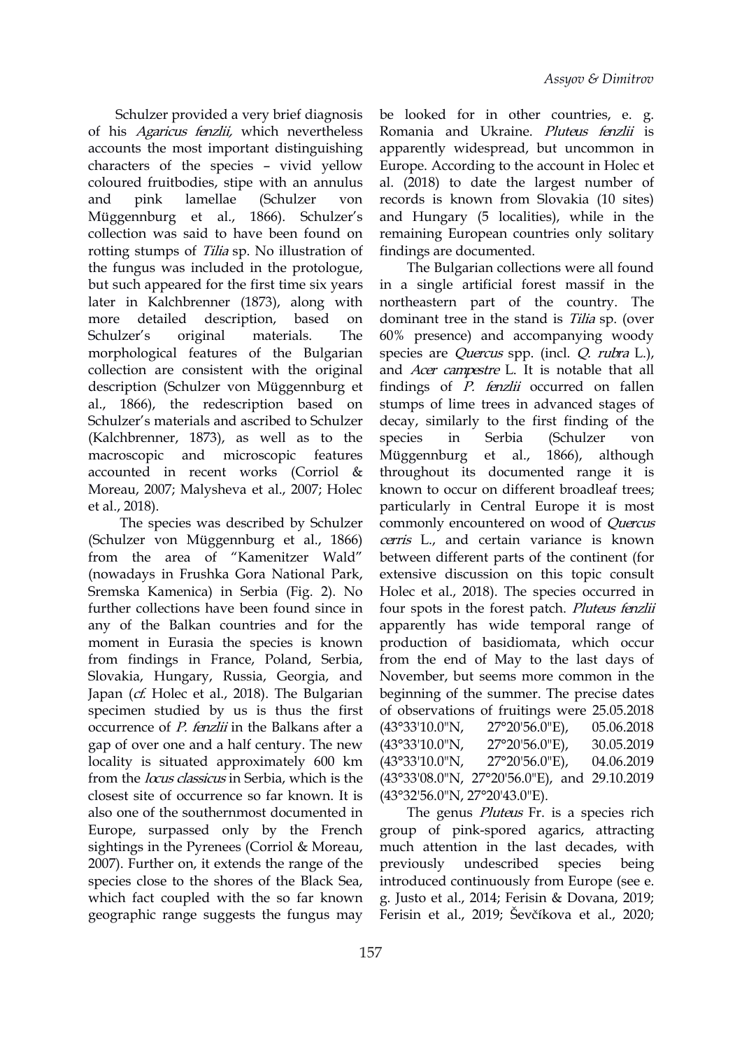Schulzer provided a very brief diagnosis of his *Agaricus fenzlii,* which nevertheless accounts the most important distinguishing characters of the species – vivid yellow coloured fruitbodies, stipe with an annulus and pink lamellae (Schulzer von Müggennburg et al., 1866). Schulzer's collection was said to have been found on rotting stumps of *Tilia* sp. No illustration of the fungus was included in the protologue, but such appeared for the first time six years later in Kalchbrenner (1873), along with more detailed description, based on Schulzer's original materials. The morphological features of the Bulgarian collection are consistent with the original description (Schulzer von Müggennburg et al., 1866), the redescription based on Schulzer's materials and ascribed to Schulzer (Kalchbrenner, 1873), as well as to the macroscopic and microscopic features accounted in recent works (Corriol & Moreau, 2007; Malysheva et al., 2007; Holec et al., 2018).

The species was described by Schulzer (Schulzer von Müggennburg et al., 1866) from the area of "Kamenitzer Wald" (nowadays in Frushka Gora National Park, Sremska Kamenica) in Serbia (Fig. 2). No further collections have been found since in any of the Balkan countries and for the moment in Eurasia the species is known from findings in France, Poland, Serbia, Slovakia, Hungary, Russia, Georgia, and Japan (*cf.* Holec et al., 2018). The Bulgarian specimen studied by us is thus the first occurrence of *P. fenzlii* in the Balkans after a gap of over one and a half century. The new locality is situated approximately 600 km from the *locus classicus* in Serbia, which is the closest site of occurrence so far known. It is also one of the southernmost documented in Europe, surpassed only by the French sightings in the Pyrenees (Corriol & Moreau, 2007). Further on, it extends the range of the species close to the shores of the Black Sea, which fact coupled with the so far known geographic range suggests the fungus may be looked for in other countries, e. g. Romania and Ukraine. *Pluteus fenzlii* is apparently widespread, but uncommon in Europe. According to the account in Holec et al. (2018) to date the largest number of records is known from Slovakia (10 sites) and Hungary (5 localities), while in the remaining European countries only solitary findings are documented.

The Bulgarian collections were all found in a single artificial forest massif in the northeastern part of the country. The dominant tree in the stand is *Tilia* sp. (over 60% presence) and accompanying woody species are *Quercus* spp. (incl. *Q. rubra* L.), and *Acer campestre* L. It is notable that all findings of *P. fenzlii* occurred on fallen stumps of lime trees in advanced stages of decay, similarly to the first finding of the species in Serbia (Schulzer von Müggennburg et al., 1866), although throughout its documented range it is known to occur on different broadleaf trees; particularly in Central Europe it is most commonly encountered on wood of *Quercus cerris* L., and certain variance is known between different parts of the continent (for extensive discussion on this topic consult Holec et al., 2018). The species occurred in four spots in the forest patch. *Pluteus fenzlii* apparently has wide temporal range of production of basidiomata, which occur from the end of May to the last days of November, but seems more common in the beginning of the summer. The precise dates of observations of fruitings were 25.05.2018 (43°33'10.0"N, 27°20'56.0"E), 05.06.2018 (43°33'10.0"N, 27°20'56.0"E), 30.05.2019 (43°33'10.0"N, 27°20'56.0"E), 04.06.2019 (43°33'08.0"N, 27°20'56.0"E), and 29.10.2019 (43°32'56.0"N, 27°20'43.0"E).

The genus *Pluteus* Fr. is a species rich group of pink-spored agarics, attracting much attention in the last decades, with previously undescribed species being introduced continuously from Europe (see e. g. Justo et al., 2014; Ferisin & Dovana, 2019; Ferisin et al., 2019; Ševčíkova et al., 2020;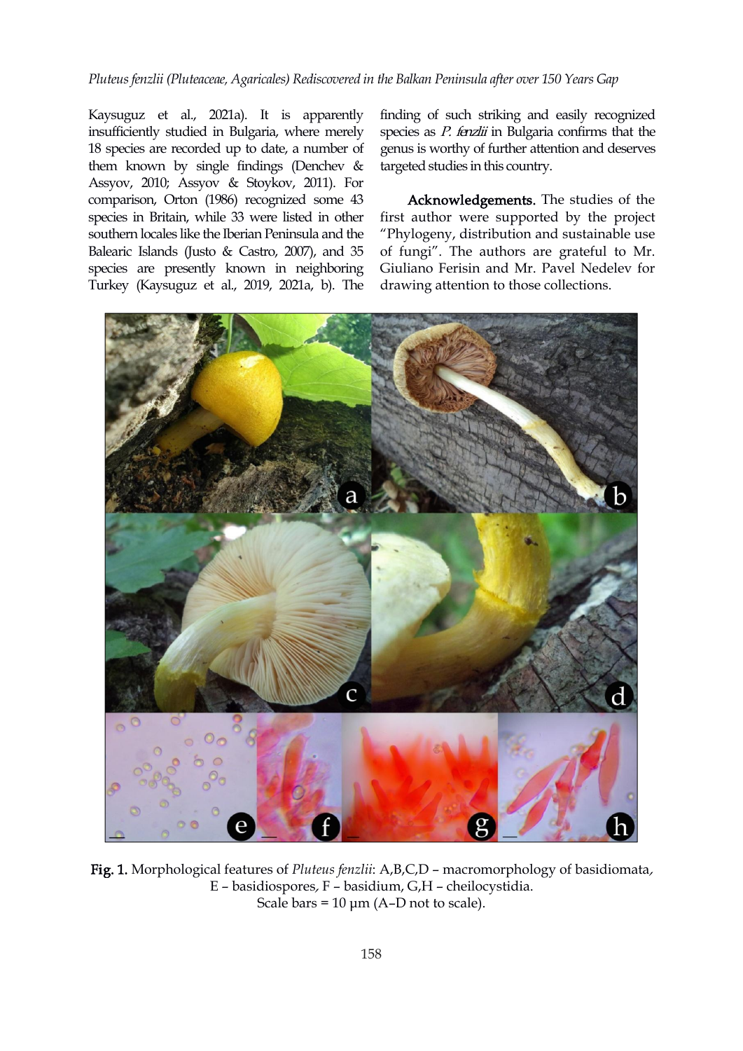Kaysuguz et al., 2021a). It is apparently insufficiently studied in Bulgaria, where merely 18 species are recorded up to date, a number of them known by single findings (Denchev & Assyov, 2010; Assyov & Stoykov, 2011). For comparison, Orton (1986) recognized some 43 species in Britain, while 33 were listed in other southern locales like the Iberian Peninsula and the Balearic Islands (Justo & Castro, 2007), and 35 species are presently known in neighboring Turkey (Kaysuguz et al., 2019, 2021a, b). The finding of such striking and easily recognized species as *P. fenzlii* in Bulgaria confirms that the genus is worthy of further attention and deserves targeted studies in this country.

**Acknowledgements.** The studies of the first author were supported by the project "Phylogeny, distribution and sustainable use of fungi". The authors are grateful to Mr. Giuliano Ferisin and Mr. Pavel Nedelev for drawing attention to those collections.

**Fig. 1.** Morphological features of *Pluteus fenzlii*: A,B,C,D – macromorphology of basidiomata, E – basidiospores, F – basidium, G,H – cheilocystidia. Scale bars = 10 µm (A–D not to scale).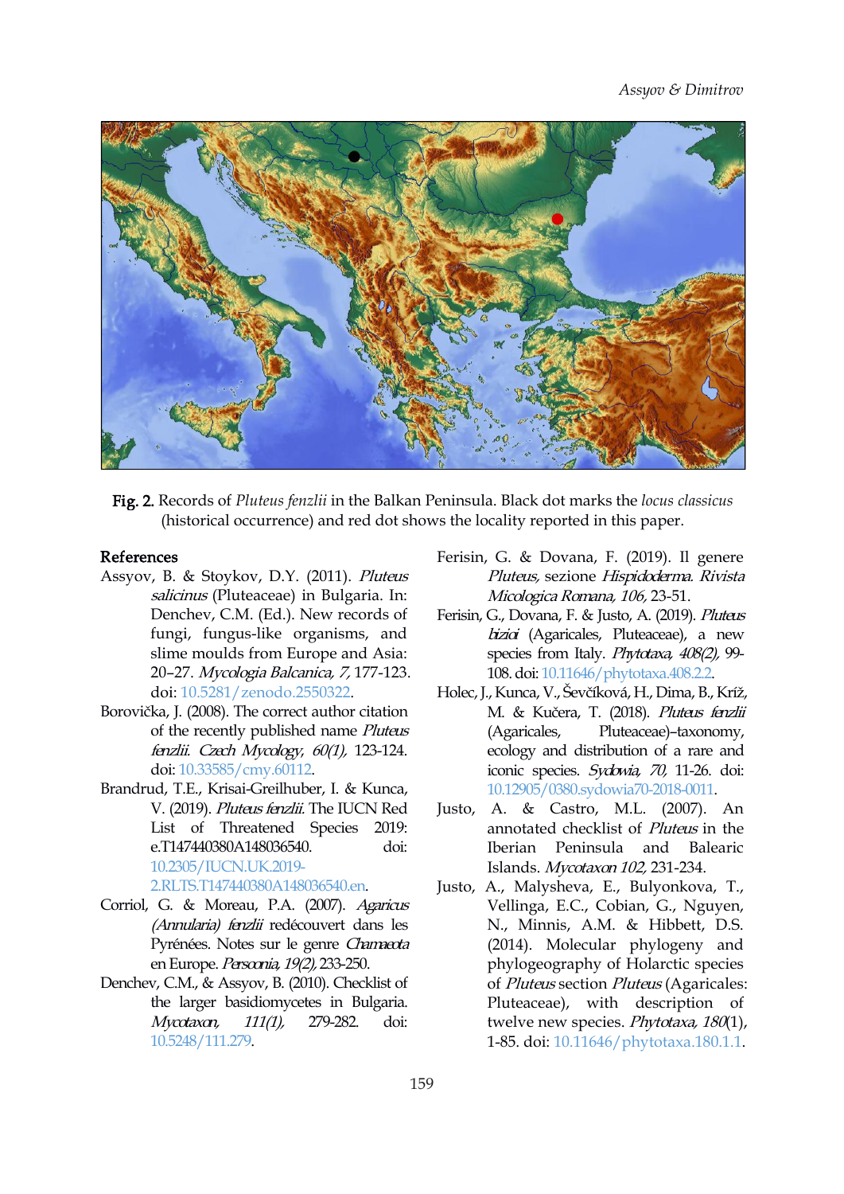**Fig. 2.** Records of *Pluteus fenzlii* in the Balkan Peninsula. Black dot marks the *locus classicus* (historical occurrence) and red dot shows the locality reported in this paper.

## References

Assyov, B. & Stoykov, D.Y. (2011). *Pluteus salicinus* (Pluteaceae) in Bulgaria. In: Denchev, C.M. (Ed.). New records of fungi, fungus-like organisms, and slime moulds from Europe and Asia: 20–27. *Mycologia Balcanica, 7,* 177-123. doi: 10.5281/zenodo.2550322.

Borovička, J. (2008). The correct author citation of the recently published name *Pluteus fenzlii*. *Czech Mycology, 60(1),* 123-124. doi: 10.33585/cmy.60112.

Brandrud, T.E., Krisai-Greilhuber, I. & Kunca, V. (2019). *Pluteus fenzlii*. The IUCN Red List of Threatened Species 2019: e.T147440380A148036540. doi: 10.2305/IUCN.UK.2019-2.RLTS.T147440380A148036540.en.

Corriol, G. & Moreau, P.A. (2007). *Agaricus (Annularia) fenzlii* redécouvert dans les Pyrénées. Notes sur le genre *Chamaeota* en Europe. *Persoonia, 19(2),* 233-250.

Denchev, C.M., & Assyov, B. (2010). Checklist of the larger basidiomycetes in Bulgaria. *Mycotaxon, 111(1),* 279-282. doi: 10.5248/111.279.

Ferisin, G. & Dovana, F. (2019). Il genere *Pluteus,* sezione *Hispidoderma*. *Rivista Micologica Romana, 106,* 23-51.

Ferisin, G., Dovana, F. & Justo, A. (2019). *Pluteus bizioi* (Agaricales, Pluteaceae), a new species from Italy. *Phytotaxa, 408(2),* 99-108. doi: 10.11646/phytotaxa.408.2.2.

Holec, J., Kunca, V., Ševčíková, H., Dima, B., Kříž, M. & Kučera, T. (2018). *Pluteus fenzlii* (Agaricales, Pluteaceae)–taxonomy, ecology and distribution of a rare and iconic species. *Sydowia, 70,* 11-26. doi: 10.12905/0380.sydowia70-2018-0011.

Justo, A. & Castro, M.L. (2007). An annotated checklist of *Pluteus* in the Iberian Peninsula and Balearic Islands. *Mycotaxon 102,* 231-234.

Justo, A., Malysheva, E., Bulyonkova, T., Vellinga, E.C., Cobian, G., Nguyen, N., Minnis, A.M. & Hibbett, D.S. (2014). Molecular phylogeny and phylogeography of Holarctic species of *Pluteus* section *Pluteus* (Agaricales: Pluteaceae), with description of twelve new species. *Phytotaxa, 180*(1), 1-85. doi: 10.11646/phytotaxa.180.1.1.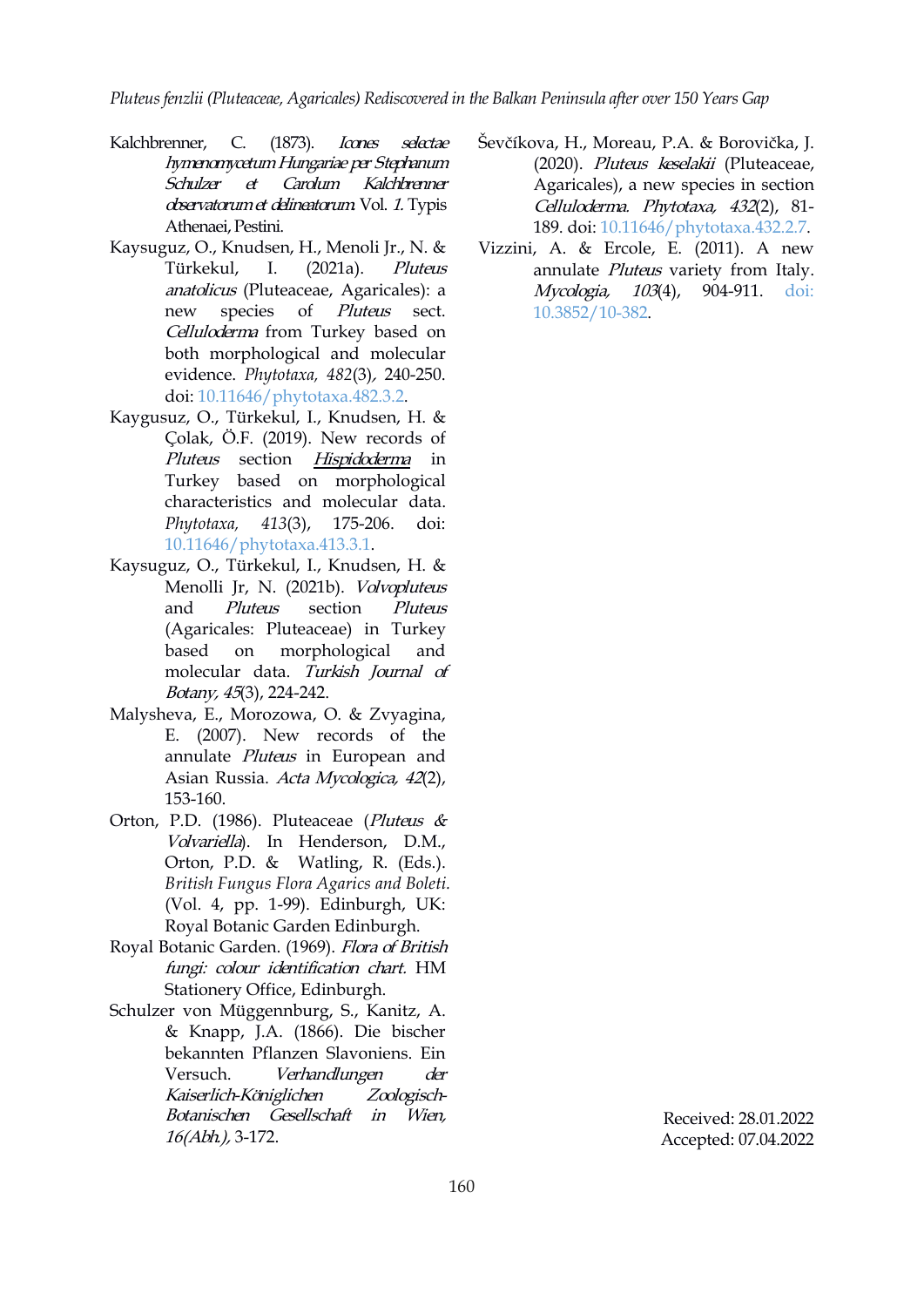Kalchbrenner, C. (1873). *Icones selectae hymenomycetum Hungariae per Stephanum Schulzer et Carolum Kalchbrenner observatorum et delineatorum*. Vol. *1*. Typis Athenaei, Pestini.

Kaysuguz, O., Knudsen, H., Menoli Jr., N. & Türkekul, I. (2021a). *Pluteus anatolicus* (Pluteaceae, Agaricales): a new species of *Pluteus* sect. *Celluloderma* from Turkey based on both morphological and molecular evidence. *Phytotaxa, 482*(3), 240-250. doi: 10.11646/phytotaxa.482.3.2.

Kaygusuz, O., Türkekul, I., Knudsen, H. & Çolak, Ö.F. (2019). New records of *Pluteus* section *Hispidoderma* in Turkey based on morphological characteristics and molecular data. *Phytotaxa, 413*(3), 175-206. doi: 10.11646/phytotaxa.413.3.1.

Kaysuguz, O., Türkekul, I., Knudsen, H. & Menolli Jr, N. (2021b). *Volvopluteus* and *Pluteus* section *Pluteus* (Agaricales: Pluteaceae) in Turkey based on morphological and molecular data. *Turkish Journal of Botany, 45*(3), 224-242.

Malysheva, E., Morozowa, O. & Zvyagina, E. (2007). New records of the annulate *Pluteus* in European and Asian Russia. *Acta Mycologica, 42*(2), 153-160.

Orton, P.D. (1986). Pluteaceae (*Pluteus & Volvariella*). In Henderson, D.M., Orton, P.D. & Watling, R. (Eds.). *British Fungus Flora Agarics and Boleti*. (Vol. 4, pp. 1-99). Edinburgh, UK: Royal Botanic Garden Edinburgh.

Royal Botanic Garden. (1969). *Flora of British fungi: colour identification chart*. HM Stationery Office, Edinburgh.

Schulzer von Müggennburg, S., Kanitz, A. & Knapp, J.A. (1866). Die bischer bekannten Pflanzen Slavoniens. Ein Versuch. *Verhandlungen der Kaiserlich-Königlichen Zoologisch-Botanischen Gesellschaft in Wien, 16(Abh.),* 3-172.

Ševčíkova, H., Moreau, P.A. & Borovička, J. (2020). *Pluteus keselakii* (Pluteaceae, Agaricales), a new species in section *Celluloderma*. *Phytotaxa, 432*(2), 81-189. doi: 10.11646/phytotaxa.432.2.7.

Vizzini, A. & Ercole, E. (2011). A new annulate *Pluteus* variety from Italy. *Mycologia, 103*(4), 904-911. doi: 10.3852/10-382.

Received: 28.01.2022
Accepted: 07.04.2022